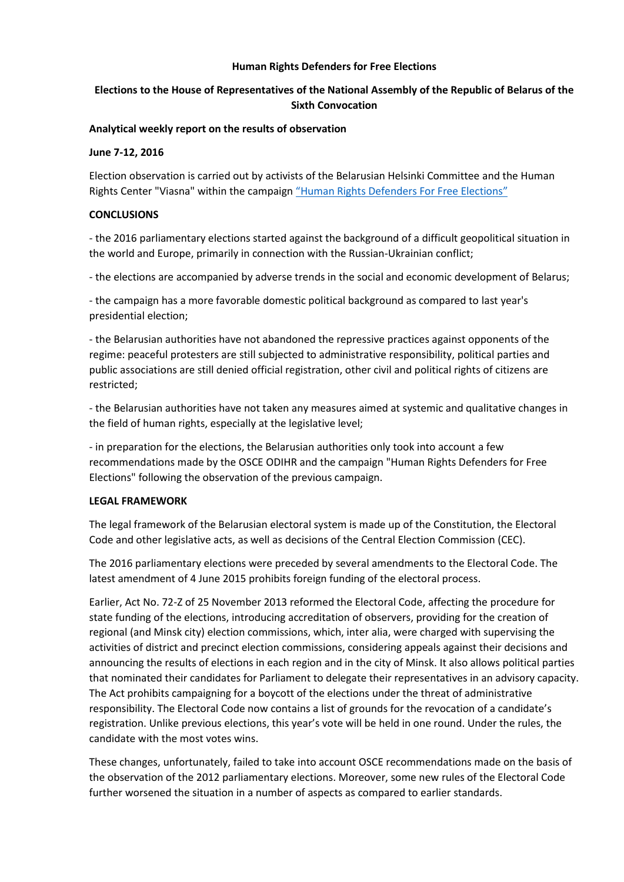**Human Rights Defenders for Free Elections**

# Elections to the House of Representatives of the National Assembly of the Republic of Belarus of the Sixth Convocation

**Analytical weekly report on the results of observation**

**June 7-12, 2016**

Election observation is carried out by activists of the Belarusian Helsinki Committee and the Human Rights Center "Viasna" within the campaign [“Human Rights Defenders For Free Elections”]

## CONCLUSIONS

- the 2016 parliamentary elections started against the background of a difficult geopolitical situation in the world and Europe, primarily in connection with the Russian-Ukrainian conflict;

- the elections are accompanied by adverse trends in the social and economic development of Belarus;

- the campaign has a more favorable domestic political background as compared to last year's presidential election;

- the Belarusian authorities have not abandoned the repressive practices against opponents of the regime: peaceful protesters are still subjected to administrative responsibility, political parties and public associations are still denied official registration, other civil and political rights of citizens are restricted;

- the Belarusian authorities have not taken any measures aimed at systemic and qualitative changes in the field of human rights, especially at the legislative level;

- in preparation for the elections, the Belarusian authorities only took into account a few recommendations made by the OSCE ODIHR and the campaign "Human Rights Defenders for Free Elections" following the observation of the previous campaign.

## LEGAL FRAMEWORK

The legal framework of the Belarusian electoral system is made up of the Constitution, the Electoral Code and other legislative acts, as well as decisions of the Central Election Commission (CEC).

The 2016 parliamentary elections were preceded by several amendments to the Electoral Code. The latest amendment of 4 June 2015 prohibits foreign funding of the electoral process.

Earlier, Act No. 72-Z of 25 November 2013 reformed the Electoral Code, affecting the procedure for state funding of the elections, introducing accreditation of observers, providing for the creation of regional (and Minsk city) election commissions, which, inter alia, were charged with supervising the activities of district and precinct election commissions, considering appeals against their decisions and announcing the results of elections in each region and in the city of Minsk. It also allows political parties that nominated their candidates for Parliament to delegate their representatives in an advisory capacity. The Act prohibits campaigning for a boycott of the elections under the threat of administrative responsibility. The Electoral Code now contains a list of grounds for the revocation of a candidate’s registration. Unlike previous elections, this year’s vote will be held in one round. Under the rules, the candidate with the most votes wins.

These changes, unfortunately, failed to take into account OSCE recommendations made on the basis of the observation of the 2012 parliamentary elections. Moreover, some new rules of the Electoral Code further worsened the situation in a number of aspects as compared to earlier standards.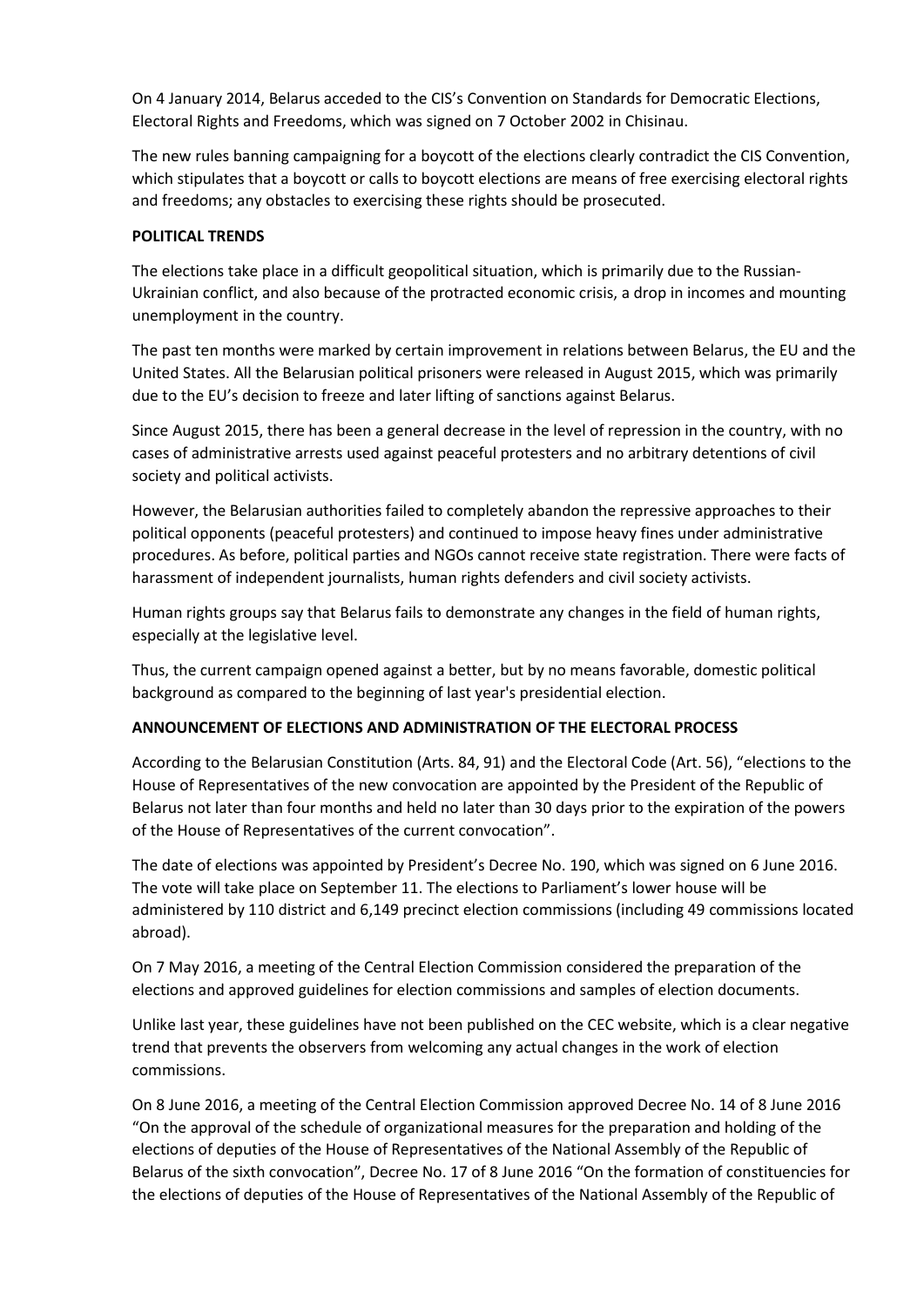On 4 January 2014, Belarus acceded to the CIS's Convention on Standards for Democratic Elections, Electoral Rights and Freedoms, which was signed on 7 October 2002 in Chisinau.

The new rules banning campaigning for a boycott of the elections clearly contradict the CIS Convention, which stipulates that a boycott or calls to boycott elections are means of free exercising electoral rights and freedoms; any obstacles to exercising these rights should be prosecuted.

## POLITICAL TRENDS

The elections take place in a difficult geopolitical situation, which is primarily due to the Russian-Ukrainian conflict, and also because of the protracted economic crisis, a drop in incomes and mounting unemployment in the country.

The past ten months were marked by certain improvement in relations between Belarus, the EU and the United States. All the Belarusian political prisoners were released in August 2015, which was primarily due to the EU's decision to freeze and later lifting of sanctions against Belarus.

Since August 2015, there has been a general decrease in the level of repression in the country, with no cases of administrative arrests used against peaceful protesters and no arbitrary detentions of civil society and political activists.

However, the Belarusian authorities failed to completely abandon the repressive approaches to their political opponents (peaceful protesters) and continued to impose heavy fines under administrative procedures. As before, political parties and NGOs cannot receive state registration. There were facts of harassment of independent journalists, human rights defenders and civil society activists.

Human rights groups say that Belarus fails to demonstrate any changes in the field of human rights, especially at the legislative level.

Thus, the current campaign opened against a better, but by no means favorable, domestic political background as compared to the beginning of last year's presidential election.

## ANNOUNCEMENT OF ELECTIONS AND ADMINISTRATION OF THE ELECTORAL PROCESS

According to the Belarusian Constitution (Arts. 84, 91) and the Electoral Code (Art. 56), "elections to the House of Representatives of the new convocation are appointed by the President of the Republic of Belarus not later than four months and held no later than 30 days prior to the expiration of the powers of the House of Representatives of the current convocation".

The date of elections was appointed by President's Decree No. 190, which was signed on 6 June 2016. The vote will take place on September 11. The elections to Parliament's lower house will be administered by 110 district and 6,149 precinct election commissions (including 49 commissions located abroad).

On 7 May 2016, a meeting of the Central Election Commission considered the preparation of the elections and approved guidelines for election commissions and samples of election documents.

Unlike last year, these guidelines have not been published on the CEC website, which is a clear negative trend that prevents the observers from welcoming any actual changes in the work of election commissions.

On 8 June 2016, a meeting of the Central Election Commission approved Decree No. 14 of 8 June 2016 "On the approval of the schedule of organizational measures for the preparation and holding of the elections of deputies of the House of Representatives of the National Assembly of the Republic of Belarus of the sixth convocation", Decree No. 17 of 8 June 2016 "On the formation of constituencies for the elections of deputies of the House of Representatives of the National Assembly of the Republic of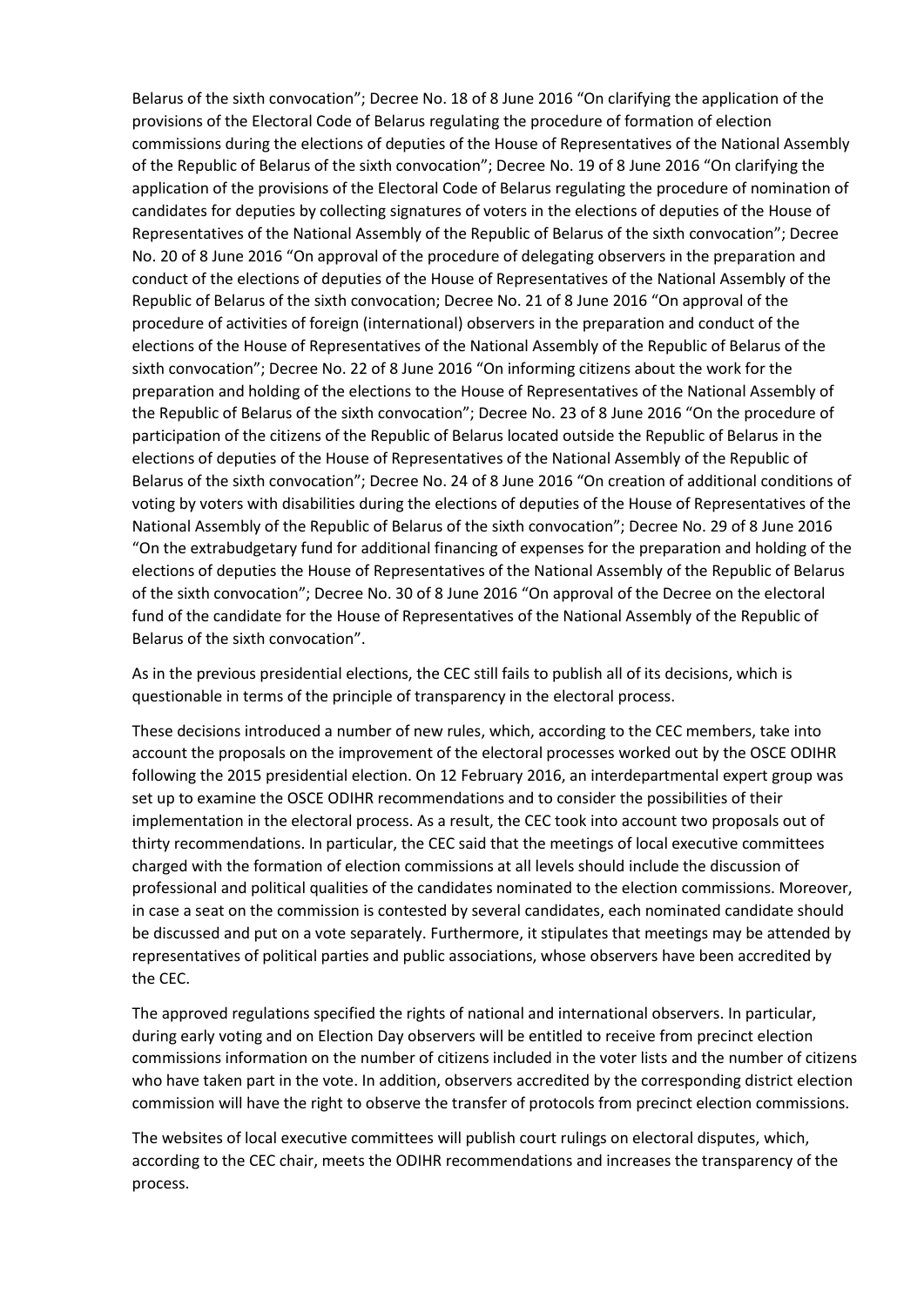Belarus of the sixth convocation"; Decree No. 18 of 8 June 2016 "On clarifying the application of the provisions of the Electoral Code of Belarus regulating the procedure of formation of election commissions during the elections of deputies of the House of Representatives of the National Assembly of the Republic of Belarus of the sixth convocation"; Decree No. 19 of 8 June 2016 "On clarifying the application of the provisions of the Electoral Code of Belarus regulating the procedure of nomination of candidates for deputies by collecting signatures of voters in the elections of deputies of the House of Representatives of the National Assembly of the Republic of Belarus of the sixth convocation"; Decree No. 20 of 8 June 2016 "On approval of the procedure of delegating observers in the preparation and conduct of the elections of deputies of the House of Representatives of the National Assembly of the Republic of Belarus of the sixth convocation; Decree No. 21 of 8 June 2016 "On approval of the procedure of activities of foreign (international) observers in the preparation and conduct of the elections of the House of Representatives of the National Assembly of the Republic of Belarus of the sixth convocation"; Decree No. 22 of 8 June 2016 "On informing citizens about the work for the preparation and holding of the elections to the House of Representatives of the National Assembly of the Republic of Belarus of the sixth convocation"; Decree No. 23 of 8 June 2016 "On the procedure of participation of the citizens of the Republic of Belarus located outside the Republic of Belarus in the elections of deputies of the House of Representatives of the National Assembly of the Republic of Belarus of the sixth convocation"; Decree No. 24 of 8 June 2016 "On creation of additional conditions of voting by voters with disabilities during the elections of deputies of the House of Representatives of the National Assembly of the Republic of Belarus of the sixth convocation"; Decree No. 29 of 8 June 2016 "On the extrabudgetary fund for additional financing of expenses for the preparation and holding of the elections of deputies the House of Representatives of the National Assembly of the Republic of Belarus of the sixth convocation"; Decree No. 30 of 8 June 2016 "On approval of the Decree on the electoral fund of the candidate for the House of Representatives of the National Assembly of the Republic of Belarus of the sixth convocation".

As in the previous presidential elections, the CEC still fails to publish all of its decisions, which is questionable in terms of the principle of transparency in the electoral process.

These decisions introduced a number of new rules, which, according to the CEC members, take into account the proposals on the improvement of the electoral processes worked out by the OSCE ODIHR following the 2015 presidential election. On 12 February 2016, an interdepartmental expert group was set up to examine the OSCE ODIHR recommendations and to consider the possibilities of their implementation in the electoral process. As a result, the CEC took into account two proposals out of thirty recommendations. In particular, the CEC said that the meetings of local executive committees charged with the formation of election commissions at all levels should include the discussion of professional and political qualities of the candidates nominated to the election commissions. Moreover, in case a seat on the commission is contested by several candidates, each nominated candidate should be discussed and put on a vote separately. Furthermore, it stipulates that meetings may be attended by representatives of political parties and public associations, whose observers have been accredited by the CEC.

The approved regulations specified the rights of national and international observers. In particular, during early voting and on Election Day observers will be entitled to receive from precinct election commissions information on the number of citizens included in the voter lists and the number of citizens who have taken part in the vote. In addition, observers accredited by the corresponding district election commission will have the right to observe the transfer of protocols from precinct election commissions.

The websites of local executive committees will publish court rulings on electoral disputes, which, according to the CEC chair, meets the ODIHR recommendations and increases the transparency of the process.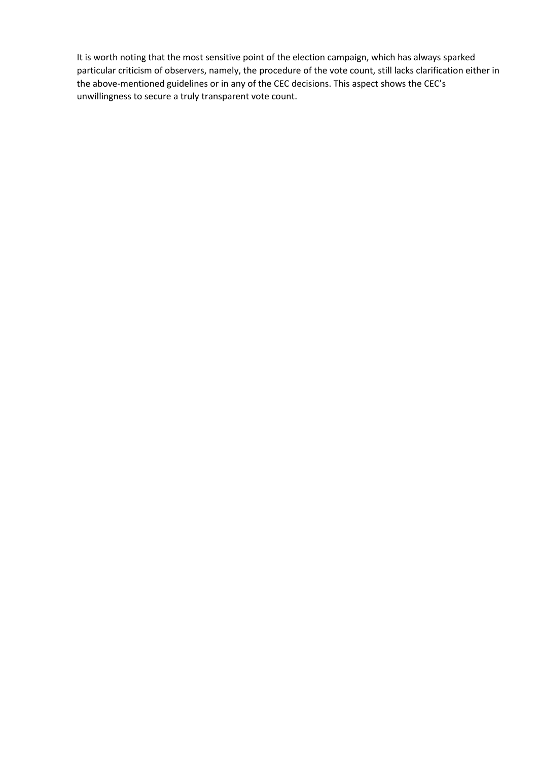It is worth noting that the most sensitive point of the election campaign, which has always sparked particular criticism of observers, namely, the procedure of the vote count, still lacks clarification either in the above-mentioned guidelines or in any of the CEC decisions. This aspect shows the CEC's unwillingness to secure a truly transparent vote count.